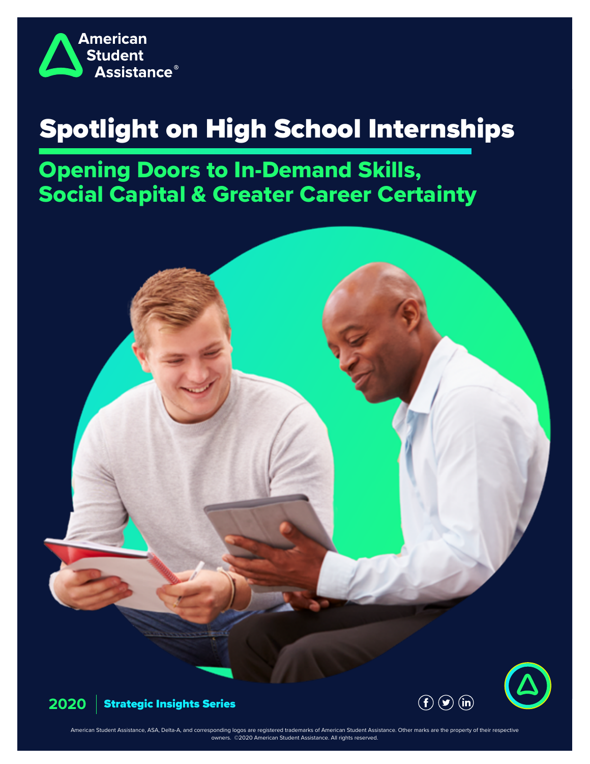American Student Assistance®

# Spotlight on High School Internships

## Opening Doors to In-Demand Skills, Social Capital & Greater Career Certainty

2020 | Strategic Insights Series

American Student Assistance, ASA, Delta-A, and corresponding logos are registered trademarks of American Student Assistance. Other marks are the property of their respective owners. ©2020 American Student Assistance. All rights reserved.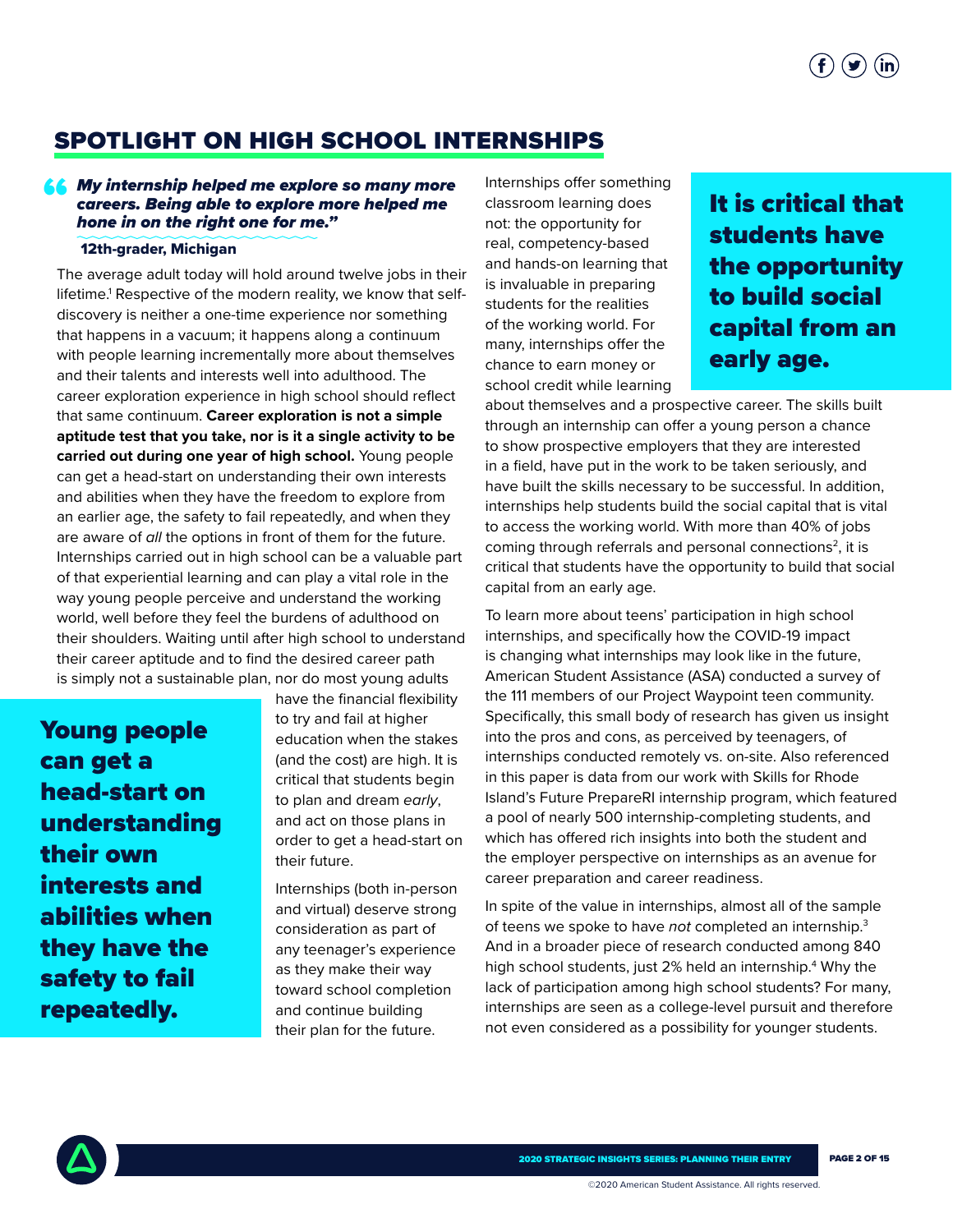## SPOTLIGHT ON HIGH SCHOOL INTERNSHIPS

> ***My internship helped me explore so many more careers. Being able to explore more helped me hone in on the right one for me."***
>
> **12th-grader, Michigan**

The average adult today will hold around twelve jobs in their lifetime.[1] Respective of the modern reality, we know that self-discovery is neither a one-time experience nor something that happens in a vacuum; it happens along a continuum with people learning incrementally more about themselves and their talents and interests well into adulthood. The career exploration experience in high school should reflect that same continuum. **Career exploration is not a simple aptitude test that you take, nor is it a single activity to be carried out during one year of high school.** Young people can get a head-start on understanding their own interests and abilities when they have the freedom to explore from an earlier age, the safety to fail repeatedly, and when they are aware of *all* the options in front of them for the future. Internships carried out in high school can be a valuable part of that experiential learning and can play a vital role in the way young people perceive and understand the working world, well before they feel the burdens of adulthood on their shoulders. Waiting until after high school to understand their career aptitude and to find the desired career path is simply not a sustainable plan, nor do most young adults have the financial flexibility to try and fail at higher education when the stakes (and the cost) are high. It is critical that students begin to plan and dream *early*, and act on those plans in order to get a head-start on their future.

**Young people can get a head-start on understanding their own interests and abilities when they have the safety to fail repeatedly.**

Internships (both in-person and virtual) deserve strong consideration as part of any teenager's experience as they make their way toward school completion and continue building their plan for the future.

Internships offer something classroom learning does not: the opportunity for real, competency-based and hands-on learning that is invaluable in preparing students for the realities of the working world. For many, internships offer the chance to earn money or school credit while learning about themselves and a prospective career. The skills built through an internship can offer a young person a chance to show prospective employers that they are interested in a field, have put in the work to be taken seriously, and have built the skills necessary to be successful. In addition, internships help students build the social capital that is vital to access the working world. With more than 40% of jobs coming through referrals and personal connections[2], it is critical that students have the opportunity to build that social capital from an early age.

**It is critical that students have the opportunity to build social capital from an early age.**

To learn more about teens' participation in high school internships, and specifically how the COVID-19 impact is changing what internships may look like in the future, American Student Assistance (ASA) conducted a survey of the 111 members of our Project Waypoint teen community. Specifically, this small body of research has given us insight into the pros and cons, as perceived by teenagers, of internships conducted remotely vs. on-site. Also referenced in this paper is data from our work with Skills for Rhode Island's Future PrepareRI internship program, which featured a pool of nearly 500 internship-completing students, and which has offered rich insights into both the student and the employer perspective on internships as an avenue for career preparation and career readiness.

In spite of the value in internships, almost all of the sample of teens we spoke to have *not* completed an internship.[3] And in a broader piece of research conducted among 840 high school students, just 2% held an internship.[4] Why the lack of participation among high school students? For many, internships are seen as a college-level pursuit and therefore not even considered as a possibility for younger students.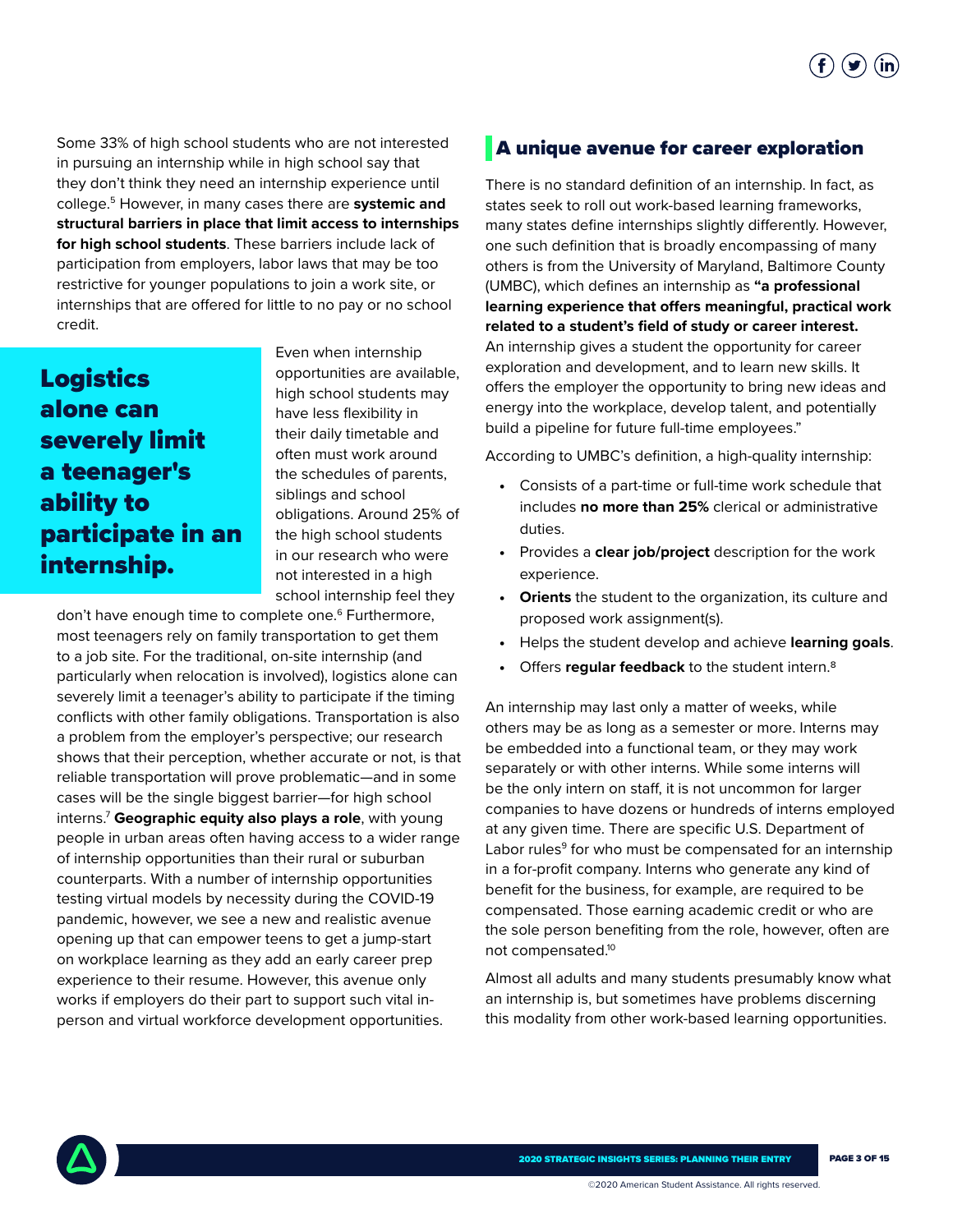Some 33% of high school students who are not interested in pursuing an internship while in high school say that they don't think they need an internship experience until college.[5] However, in many cases there are **systemic and structural barriers in place that limit access to internships for high school students**. These barriers include lack of participation from employers, labor laws that may be too restrictive for younger populations to join a work site, or internships that are offered for little to no pay or no school credit.

**Logistics alone can severely limit a teenager's ability to participate in an internship.**

Even when internship opportunities are available, high school students may have less flexibility in their daily timetable and often must work around the schedules of parents, siblings and school obligations. Around 25% of the high school students in our research who were not interested in a high school internship feel they don't have enough time to complete one.[6] Furthermore, most teenagers rely on family transportation to get them to a job site. For the traditional, on-site internship (and particularly when relocation is involved), logistics alone can severely limit a teenager's ability to participate if the timing conflicts with other family obligations. Transportation is also a problem from the employer's perspective; our research shows that their perception, whether accurate or not, is that reliable transportation will prove problematic—and in some cases will be the single biggest barrier—for high school interns.[7] **Geographic equity also plays a role**, with young people in urban areas often having access to a wider range of internship opportunities than their rural or suburban counterparts. With a number of internship opportunities testing virtual models by necessity during the COVID-19 pandemic, however, we see a new and realistic avenue opening up that can empower teens to get a jump-start on workplace learning as they add an early career prep experience to their resume. However, this avenue only works if employers do their part to support such vital in-person and virtual workforce development opportunities.

## A unique avenue for career exploration

There is no standard definition of an internship. In fact, as states seek to roll out work-based learning frameworks, many states define internships slightly differently. However, one such definition that is broadly encompassing of many others is from the University of Maryland, Baltimore County (UMBC), which defines an internship as **"a professional learning experience that offers meaningful, practical work related to a student's field of study or career interest.** An internship gives a student the opportunity for career exploration and development, and to learn new skills. It offers the employer the opportunity to bring new ideas and energy into the workplace, develop talent, and potentially build a pipeline for future full-time employees."

According to UMBC's definition, a high-quality internship:

- Consists of a part-time or full-time work schedule that includes **no more than 25%** clerical or administrative duties.
- Provides a **clear job/project** description for the work experience.
- **Orients** the student to the organization, its culture and proposed work assignment(s).
- Helps the student develop and achieve **learning goals**.
- Offers **regular feedback** to the student intern.[8]

An internship may last only a matter of weeks, while others may be as long as a semester or more. Interns may be embedded into a functional team, or they may work separately or with other interns. While some interns will be the only intern on staff, it is not uncommon for larger companies to have dozens or hundreds of interns employed at any given time. There are specific U.S. Department of Labor rules[9] for who must be compensated for an internship in a for-profit company. Interns who generate any kind of benefit for the business, for example, are required to be compensated. Those earning academic credit or who are the sole person benefiting from the role, however, often are not compensated.[10]

Almost all adults and many students presumably know what an internship is, but sometimes have problems discerning this modality from other work-based learning opportunities.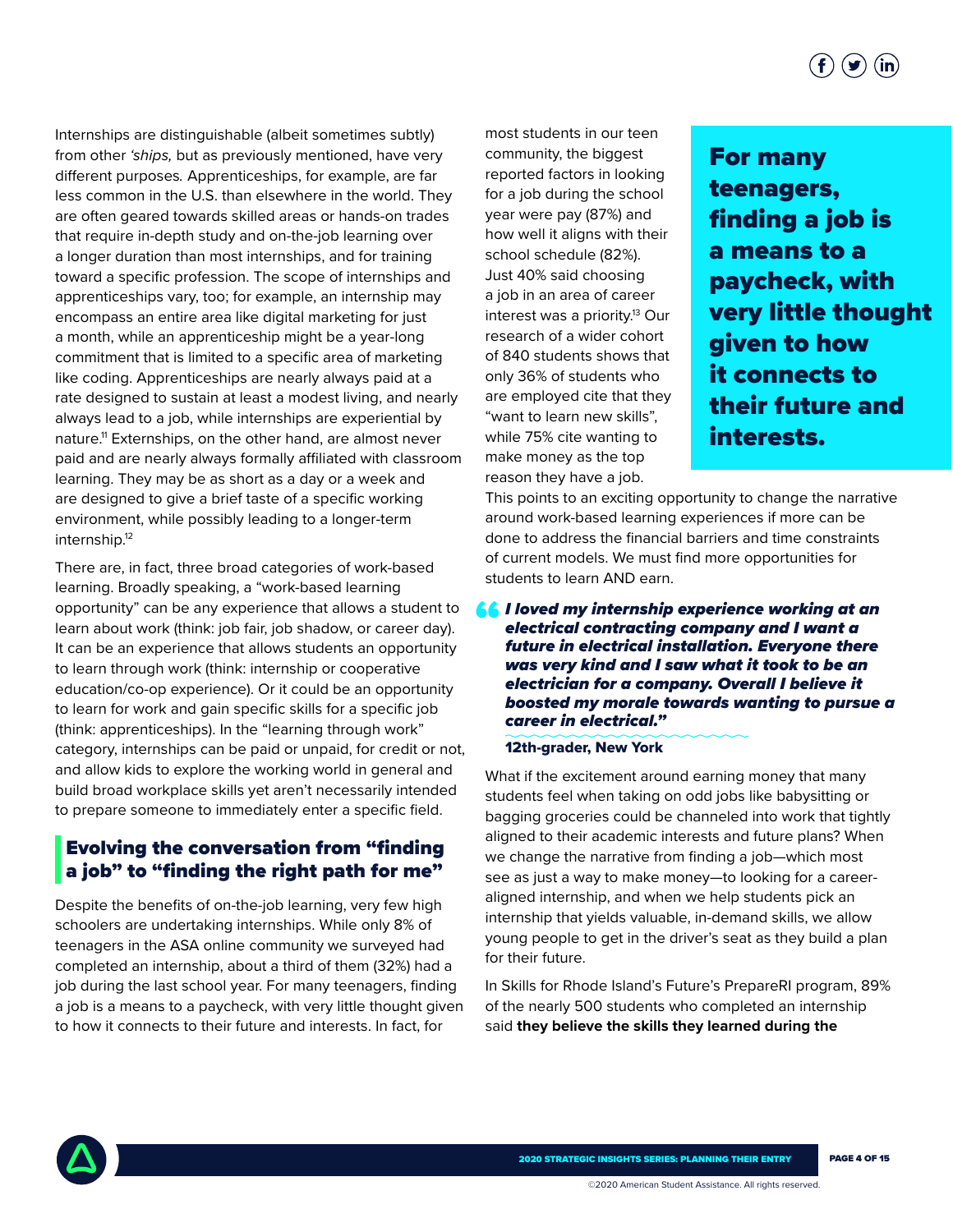Internships are distinguishable (albeit sometimes subtly) from other *'ships,* but as previously mentioned, have very different purposes. Apprenticeships, for example, are far less common in the U.S. than elsewhere in the world. They are often geared towards skilled areas or hands-on trades that require in-depth study and on-the-job learning over a longer duration than most internships, and for training toward a specific profession. The scope of internships and apprenticeships vary, too; for example, an internship may encompass an entire area like digital marketing for just a month, while an apprenticeship might be a year-long commitment that is limited to a specific area of marketing like coding. Apprenticeships are nearly always paid at a rate designed to sustain at least a modest living, and nearly always lead to a job, while internships are experiential by nature.[11] Externships, on the other hand, are almost never paid and are nearly always formally affiliated with classroom learning. They may be as short as a day or a week and are designed to give a brief taste of a specific working environment, while possibly leading to a longer-term internship.[12]

There are, in fact, three broad categories of work-based learning. Broadly speaking, a "work-based learning opportunity" can be any experience that allows a student to learn about work (think: job fair, job shadow, or career day). It can be an experience that allows students an opportunity to learn through work (think: internship or cooperative education/co-op experience). Or it could be an opportunity to learn for work and gain specific skills for a specific job (think: apprenticeships). In the "learning through work" category, internships can be paid or unpaid, for credit or not, and allow kids to explore the working world in general and build broad workplace skills yet aren't necessarily intended to prepare someone to immediately enter a specific field.

## Evolving the conversation from "finding a job" to "finding the right path for me"

Despite the benefits of on-the-job learning, very few high schoolers are undertaking internships. While only 8% of teenagers in the ASA online community we surveyed had completed an internship, about a third of them (32%) had a job during the last school year. For many teenagers, finding a job is a means to a paycheck, with very little thought given to how it connects to their future and interests. In fact, for most students in our teen community, the biggest reported factors in looking for a job during the school year were pay (87%) and how well it aligns with their school schedule (82%). Just 40% said choosing a job in an area of career interest was a priority.[13] Our research of a wider cohort of 840 students shows that only 36% of students who are employed cite that they "want to learn new skills", while 75% cite wanting to make money as the top reason they have a job.

**For many teenagers, finding a job is a means to a paycheck, with very little thought given to how it connects to their future and interests.**

This points to an exciting opportunity to change the narrative around work-based learning experiences if more can be done to address the financial barriers and time constraints of current models. We must find more opportunities for students to learn AND earn.

> ***"I loved my internship experience working at an electrical contracting company and I want a future in electrical installation. Everyone there was very kind and I saw what it took to be an electrician for a company. Overall I believe it boosted my morale towards wanting to pursue a career in electrical."***
>
> **12th-grader, New York**

What if the excitement around earning money that many students feel when taking on odd jobs like babysitting or bagging groceries could be channeled into work that tightly aligned to their academic interests and future plans? When we change the narrative from finding a job—which most see as just a way to make money—to looking for a career-aligned internship, and when we help students pick an internship that yields valuable, in-demand skills, we allow young people to get in the driver's seat as they build a plan for their future.

In Skills for Rhode Island's Future's PrepareRI program, 89% of the nearly 500 students who completed an internship said **they believe the skills they learned during the**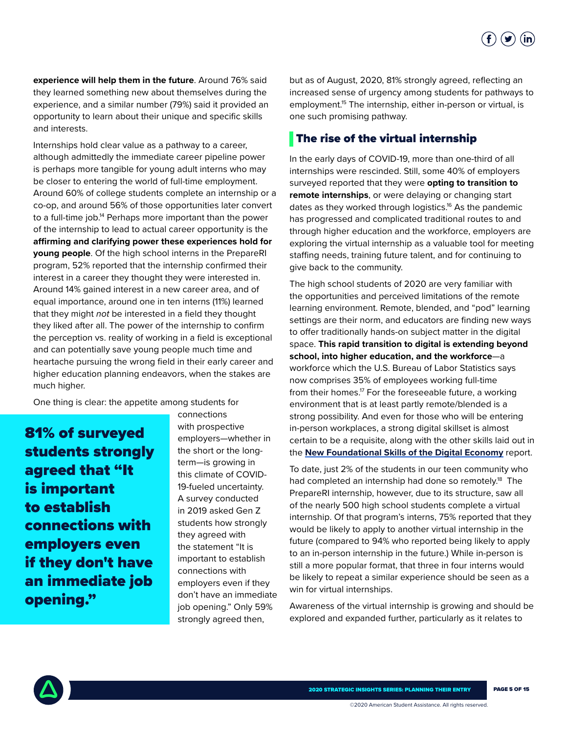**experience will help them in the future**. Around 76% said they learned something new about themselves during the experience, and a similar number (79%) said it provided an opportunity to learn about their unique and specific skills and interests.

Internships hold clear value as a pathway to a career, although admittedly the immediate career pipeline power is perhaps more tangible for young adult interns who may be closer to entering the world of full-time employment. Around 60% of college students complete an internship or a co-op, and around 56% of those opportunities later convert to a full-time job.[14] Perhaps more important than the power of the internship to lead to actual career opportunity is the **affirming and clarifying power these experiences hold for young people**. Of the high school interns in the PrepareRI program, 52% reported that the internship confirmed their interest in a career they thought they were interested in. Around 14% gained interest in a new career area, and of equal importance, around one in ten interns (11%) learned that they might *not* be interested in a field they thought they liked after all. The power of the internship to confirm the perception vs. reality of working in a field is exceptional and can potentially save young people much time and heartache pursuing the wrong field in their early career and higher education planning endeavors, when the stakes are much higher.

One thing is clear: the appetite among students for connections with prospective employers—whether in the short or the long-term—is growing in this climate of COVID-19-fueled uncertainty. A survey conducted in 2019 asked Gen Z students how strongly they agreed with the statement "It is important to establish connections with employers even if they don't have an immediate job opening." Only 59% strongly agreed then, but as of August, 2020, 81% strongly agreed, reflecting an increased sense of urgency among students for pathways to employment.[15] The internship, either in-person or virtual, is one such promising pathway.

**81% of surveyed students strongly agreed that "It is important to establish connections with employers even if they don't have an immediate job opening."**

## The rise of the virtual internship

In the early days of COVID-19, more than one-third of all internships were rescinded. Still, some 40% of employers surveyed reported that they were **opting to transition to remote internships**, or were delaying or changing start dates as they worked through logistics.[16] As the pandemic has progressed and complicated traditional routes to and through higher education and the workforce, employers are exploring the virtual internship as a valuable tool for meeting staffing needs, training future talent, and for continuing to give back to the community.

The high school students of 2020 are very familiar with the opportunities and perceived limitations of the remote learning environment. Remote, blended, and "pod" learning settings are their norm, and educators are finding new ways to offer traditionally hands-on subject matter in the digital space. **This rapid transition to digital is extending beyond school, into higher education, and the workforce**—a workforce which the U.S. Bureau of Labor Statistics says now comprises 35% of employees working full-time from their homes.[17] For the foreseeable future, a working environment that is at least partly remote/blended is a strong possibility. And even for those who will be entering in-person workplaces, a strong digital skillset is almost certain to be a requisite, along with the other skills laid out in the **New Foundational Skills of the Digital Economy** report.

To date, just 2% of the students in our teen community who had completed an internship had done so remotely.[18] The PrepareRI internship, however, due to its structure, saw all of the nearly 500 high school students complete a virtual internship. Of that program's interns, 75% reported that they would be likely to apply to another virtual internship in the future (compared to 94% who reported being likely to apply to an in-person internship in the future.) While in-person is still a more popular format, that three in four interns would be likely to repeat a similar experience should be seen as a win for virtual internships.

Awareness of the virtual internship is growing and should be explored and expanded further, particularly as it relates to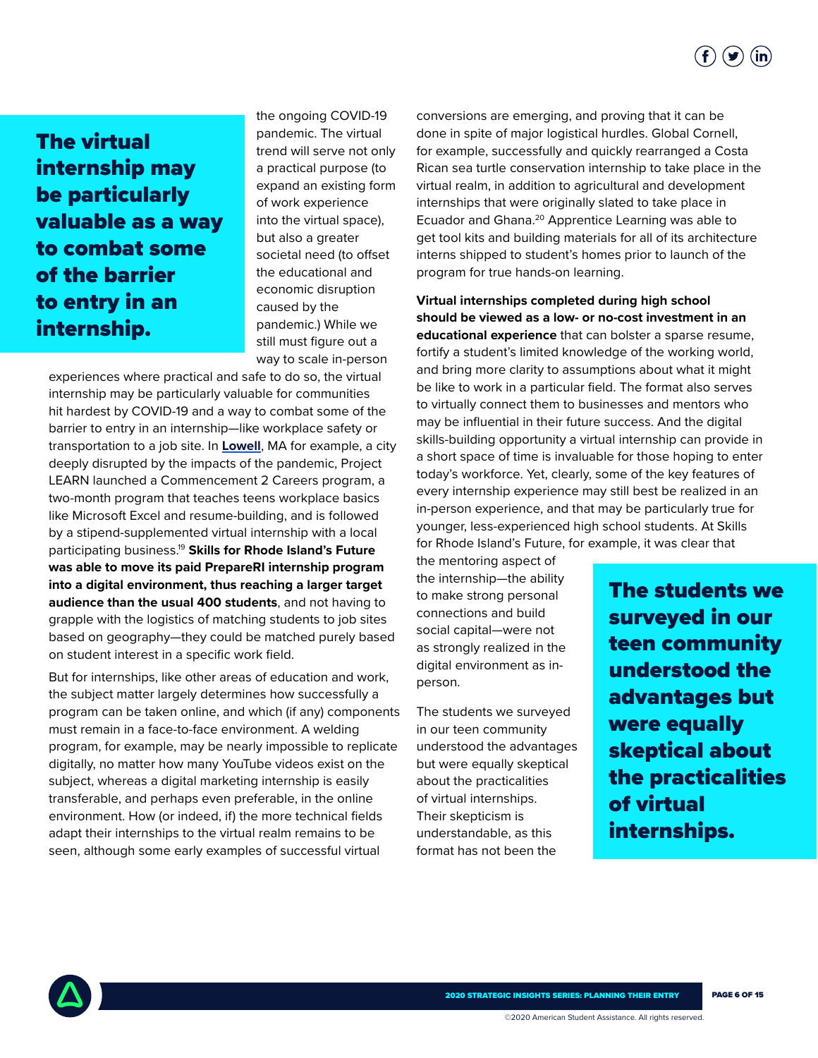**The virtual internship may be particularly valuable as a way to combat some of the barrier to entry in an internship.**

the ongoing COVID-19 pandemic. The virtual trend will serve not only a practical purpose (to expand an existing form of work experience into the virtual space), but also a greater societal need (to offset the educational and economic disruption caused by the pandemic.) While we still must figure out a way to scale in-person experiences where practical and safe to do so, the virtual internship may be particularly valuable for communities hit hardest by COVID-19 and a way to combat some of the barrier to entry in an internship—like workplace safety or transportation to a job site. In **Lowell**, MA for example, a city deeply disrupted by the impacts of the pandemic, Project LEARN launched a Commencement 2 Careers program, a two-month program that teaches teens workplace basics like Microsoft Excel and resume-building, and is followed by a stipend-supplemented virtual internship with a local participating business.[19] **Skills for Rhode Island's Future was able to move its paid PrepareRI internship program into a digital environment, thus reaching a larger target audience than the usual 400 students**, and not having to grapple with the logistics of matching students to job sites based on geography—they could be matched purely based on student interest in a specific work field.

But for internships, like other areas of education and work, the subject matter largely determines how successfully a program can be taken online, and which (if any) components must remain in a face-to-face environment. A welding program, for example, may be nearly impossible to replicate digitally, no matter how many YouTube videos exist on the subject, whereas a digital marketing internship is easily transferable, and perhaps even preferable, in the online environment. How (or indeed, if) the more technical fields adapt their internships to the virtual realm remains to be seen, although some early examples of successful virtual conversions are emerging, and proving that it can be done in spite of major logistical hurdles. Global Cornell, for example, successfully and quickly rearranged a Costa Rican sea turtle conservation internship to take place in the virtual realm, in addition to agricultural and development internships that were originally slated to take place in Ecuador and Ghana.[20] Apprentice Learning was able to get tool kits and building materials for all of its architecture interns shipped to student's homes prior to launch of the program for true hands-on learning.

**Virtual internships completed during high school should be viewed as a low- or no-cost investment in an educational experience** that can bolster a sparse resume, fortify a student's limited knowledge of the working world, and bring more clarity to assumptions about what it might be like to work in a particular field. The format also serves to virtually connect them to businesses and mentors who may be influential in their future success. And the digital skills-building opportunity a virtual internship can provide in a short space of time is invaluable for those hoping to enter today's workforce. Yet, clearly, some of the key features of every internship experience may still best be realized in an in-person experience, and that may be particularly true for younger, less-experienced high school students. At Skills for Rhode Island's Future, for example, it was clear that the mentoring aspect of the internship—the ability to make strong personal connections and build social capital—were not as strongly realized in the digital environment as in-person.

The students we surveyed in our teen community understood the advantages but were equally skeptical about the practicalities of virtual internships. Their skepticism is understandable, as this format has not been the

**The students we surveyed in our teen community understood the advantages but were equally skeptical about the practicalities of virtual internships.**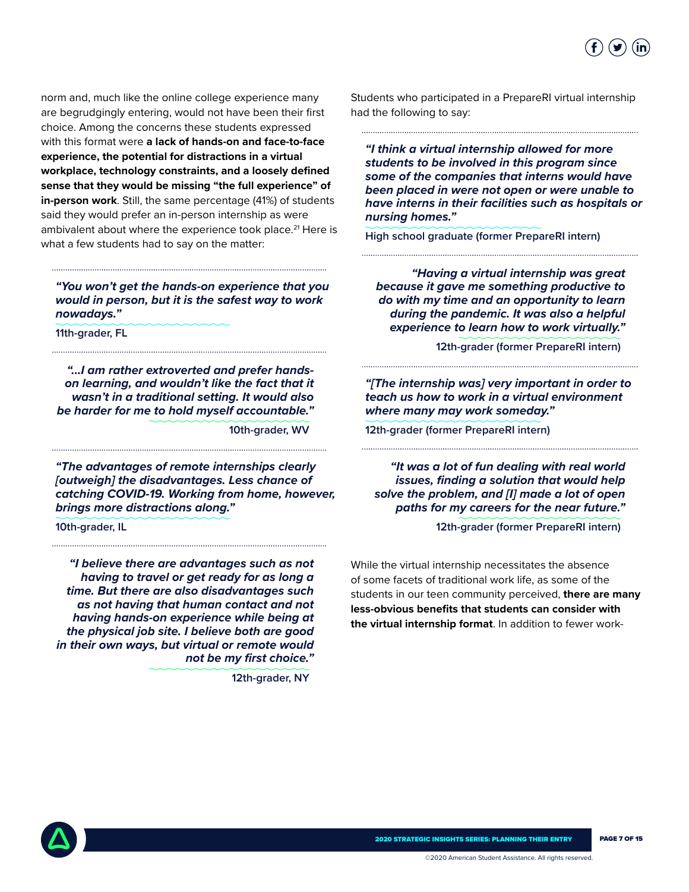norm and, much like the online college experience many are begrudgingly entering, would not have been their first choice. Among the concerns these students expressed with this format were **a lack of hands-on and face-to-face experience, the potential for distractions in a virtual workplace, technology constraints, and a loosely defined sense that they would be missing "the full experience" of in-person work**. Still, the same percentage (41%) of students said they would prefer an in-person internship as were ambivalent about where the experience took place.[21] Here is what a few students had to say on the matter:

> ***"You won't get the hands-on experience that you would in person, but it is the safest way to work nowadays."***
>
> **11th-grader, FL**

> ***"...I am rather extroverted and prefer hands-on learning, and wouldn't like the fact that it wasn't in a traditional setting. It would also be harder for me to hold myself accountable."***
>
> **10th-grader, WV**

> ***"The advantages of remote internships clearly [outweigh] the disadvantages. Less chance of catching COVID-19. Working from home, however, brings more distractions along."***
>
> **10th-grader, IL**

> ***"I believe there are advantages such as not having to travel or get ready for as long a time. But there are also disadvantages such as not having that human contact and not having hands-on experience while being at the physical job site. I believe both are good in their own ways, but virtual or remote would not be my first choice."***
>
> **12th-grader, NY**

Students who participated in a PrepareRI virtual internship had the following to say:

> ***"I think a virtual internship allowed for more students to be involved in this program since some of the companies that interns would have been placed in were not open or were unable to have interns in their facilities such as hospitals or nursing homes."***
>
> **High school graduate (former PrepareRI intern)**

> ***"Having a virtual internship was great because it gave me something productive to do with my time and an opportunity to learn during the pandemic. It was also a helpful experience to learn how to work virtually."***
>
> **12th-grader (former PrepareRI intern)**

> ***"[The internship was] very important in order to teach us how to work in a virtual environment where many may work someday."***
>
> **12th-grader (former PrepareRI intern)**

> ***"It was a lot of fun dealing with real world issues, finding a solution that would help solve the problem, and [I] made a lot of open paths for my careers for the near future."***
>
> **12th-grader (former PrepareRI intern)**

While the virtual internship necessitates the absence of some facets of traditional work life, as some of the students in our teen community perceived, **there are many less-obvious benefits that students can consider with the virtual internship format**. In addition to fewer work-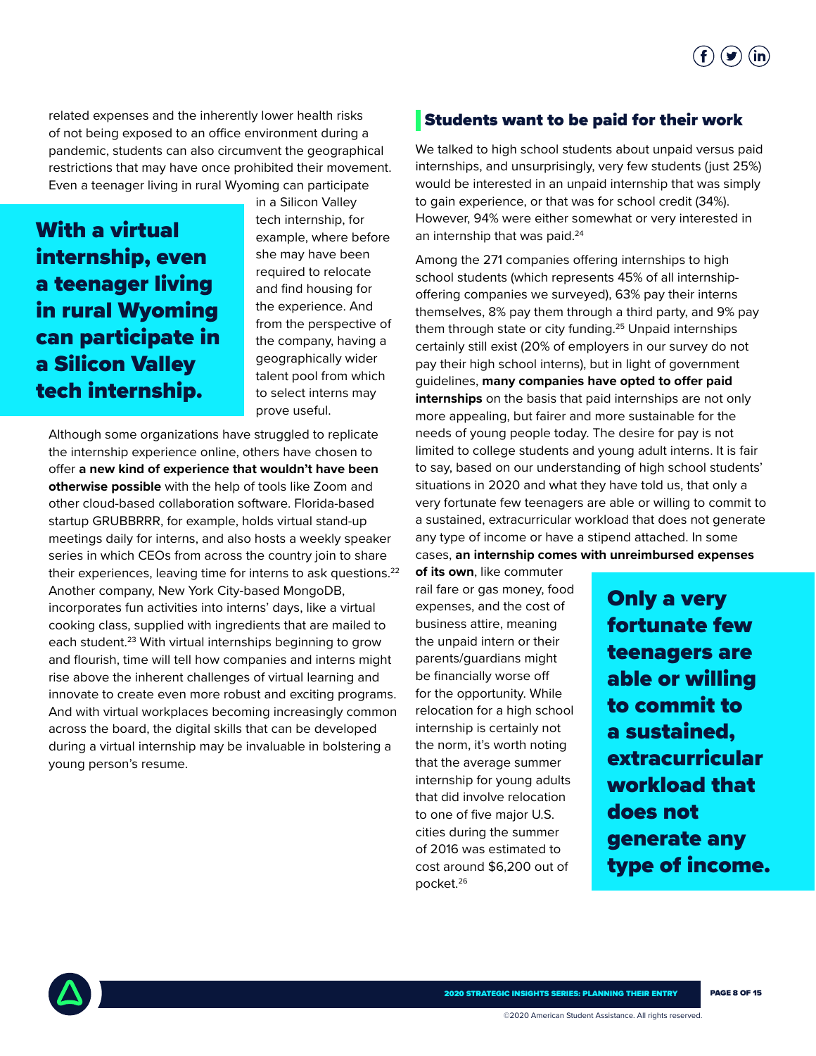related expenses and the inherently lower health risks of not being exposed to an office environment during a pandemic, students can also circumvent the geographical restrictions that may have once prohibited their movement. Even a teenager living in rural Wyoming can participate in a Silicon Valley tech internship, for example, where before she may have been required to relocate and find housing for the experience. And from the perspective of the company, having a geographically wider talent pool from which to select interns may prove useful.

> **With a virtual internship, even a teenager living in rural Wyoming can participate in a Silicon Valley tech internship.**

Although some organizations have struggled to replicate the internship experience online, others have chosen to offer **a new kind of experience that wouldn't have been otherwise possible** with the help of tools like Zoom and other cloud-based collaboration software. Florida-based startup GRUBBRRR, for example, holds virtual stand-up meetings daily for interns, and also hosts a weekly speaker series in which CEOs from across the country join to share their experiences, leaving time for interns to ask questions.[22] Another company, New York City-based MongoDB, incorporates fun activities into interns' days, like a virtual cooking class, supplied with ingredients that are mailed to each student.[23] With virtual internships beginning to grow and flourish, time will tell how companies and interns might rise above the inherent challenges of virtual learning and innovate to create even more robust and exciting programs. And with virtual workplaces becoming increasingly common across the board, the digital skills that can be developed during a virtual internship may be invaluable in bolstering a young person's resume.

## Students want to be paid for their work

We talked to high school students about unpaid versus paid internships, and unsurprisingly, very few students (just 25%) would be interested in an unpaid internship that was simply to gain experience, or that was for school credit (34%). However, 94% were either somewhat or very interested in an internship that was paid.[24]

Among the 271 companies offering internships to high school students (which represents 45% of all internship-offering companies we surveyed), 63% pay their interns themselves, 8% pay them through a third party, and 9% pay them through state or city funding.[25] Unpaid internships certainly still exist (20% of employers in our survey do not pay their high school interns), but in light of government guidelines, **many companies have opted to offer paid internships** on the basis that paid internships are not only more appealing, but fairer and more sustainable for the needs of young people today. The desire for pay is not limited to college students and young adult interns. It is fair to say, based on our understanding of high school students' situations in 2020 and what they have told us, that only a very fortunate few teenagers are able or willing to commit to a sustained, extracurricular workload that does not generate any type of income or have a stipend attached. In some cases, **an internship comes with unreimbursed expenses of its own**, like commuter rail fare or gas money, food expenses, and the cost of business attire, meaning the unpaid intern or their parents/guardians might be financially worse off for the opportunity. While relocation for a high school internship is certainly not the norm, it's worth noting that the average summer internship for young adults that did involve relocation to one of five major U.S. cities during the summer of 2016 was estimated to cost around $6,200 out of pocket.[26]

> **Only a very fortunate few teenagers are able or willing to commit to a sustained, extracurricular workload that does not generate any type of income.**

©2020 American Student Assistance. All rights reserved.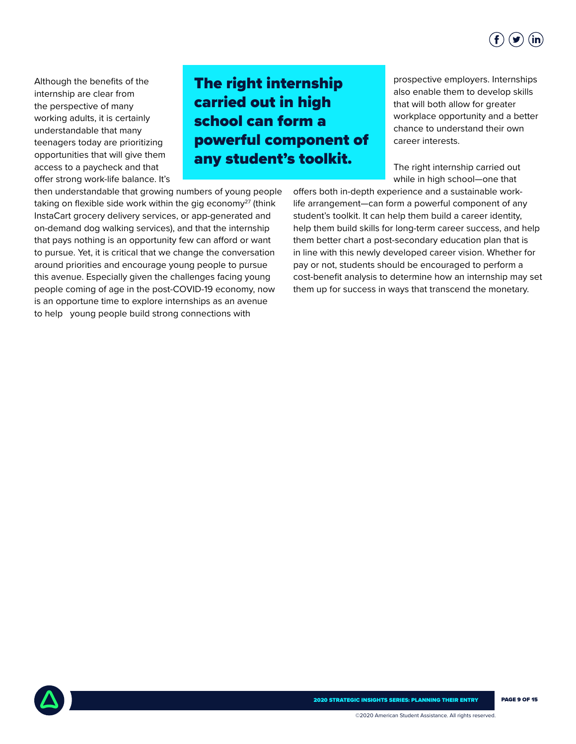Although the benefits of the internship are clear from the perspective of many working adults, it is certainly understandable that many teenagers today are prioritizing opportunities that will give them access to a paycheck and that offer strong work-life balance. It's then understandable that growing numbers of young people taking on flexible side work within the gig economy[27] (think InstaCart grocery delivery services, or app-generated and on-demand dog walking services), and that the internship that pays nothing is an opportunity few can afford or want to pursue. Yet, it is critical that we change the conversation around priorities and encourage young people to pursue this avenue. Especially given the challenges facing young people coming of age in the post-COVID-19 economy, now is an opportune time to explore internships as an avenue to help young people build strong connections with prospective employers. Internships also enable them to develop skills that will both allow for greater workplace opportunity and a better chance to understand their own career interests.

**The right internship carried out in high school can form a powerful component of any student's toolkit.**

The right internship carried out while in high school—one that offers both in-depth experience and a sustainable work-life arrangement—can form a powerful component of any student's toolkit. It can help them build a career identity, help them build skills for long-term career success, and help them better chart a post-secondary education plan that is in line with this newly developed career vision. Whether for pay or not, students should be encouraged to perform a cost-benefit analysis to determine how an internship may set them up for success in ways that transcend the monetary.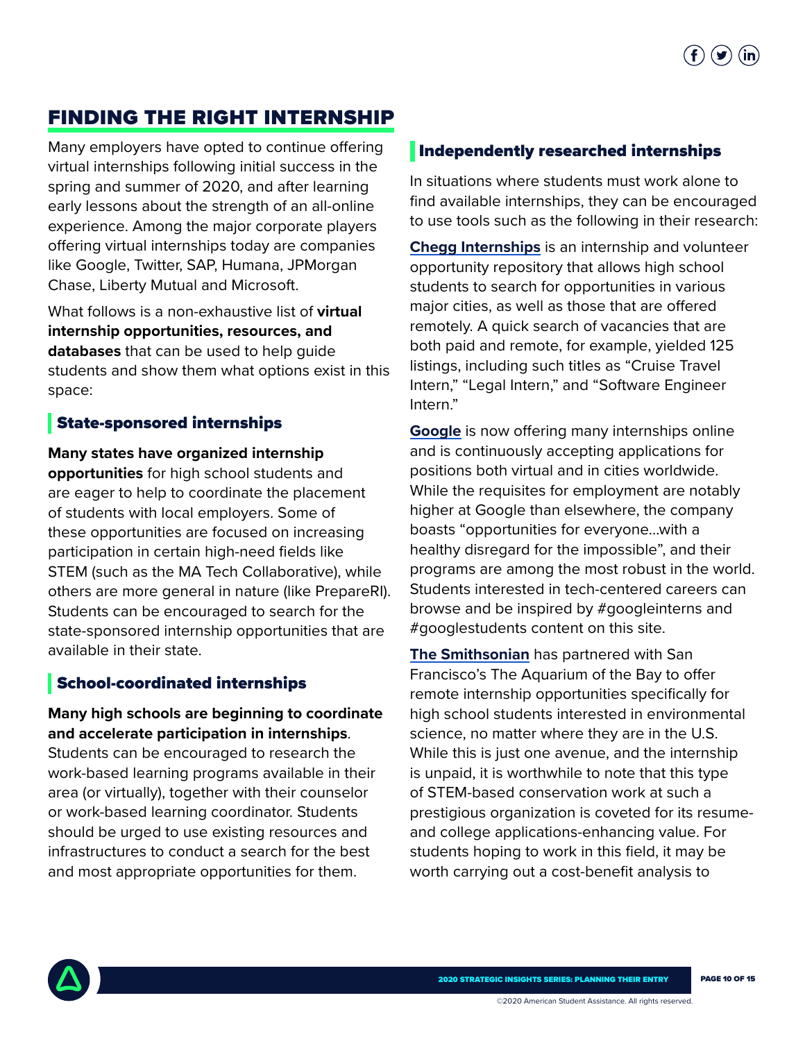## FINDING THE RIGHT INTERNSHIP

Many employers have opted to continue offering virtual internships following initial success in the spring and summer of 2020, and after learning early lessons about the strength of an all-online experience. Among the major corporate players offering virtual internships today are companies like Google, Twitter, SAP, Humana, JPMorgan Chase, Liberty Mutual and Microsoft.

What follows is a non-exhaustive list of **virtual internship opportunities, resources, and databases** that can be used to help guide students and show them what options exist in this space:

### State-sponsored internships

**Many states have organized internship opportunities** for high school students and are eager to help to coordinate the placement of students with local employers. Some of these opportunities are focused on increasing participation in certain high-need fields like STEM (such as the MA Tech Collaborative), while others are more general in nature (like PrepareRI). Students can be encouraged to search for the state-sponsored internship opportunities that are available in their state.

### School-coordinated internships

**Many high schools are beginning to coordinate and accelerate participation in internships**. Students can be encouraged to research the work-based learning programs available in their area (or virtually), together with their counselor or work-based learning coordinator. Students should be urged to use existing resources and infrastructures to conduct a search for the best and most appropriate opportunities for them.

### Independently researched internships

In situations where students must work alone to find available internships, they can be encouraged to use tools such as the following in their research:

**Chegg Internships** is an internship and volunteer opportunity repository that allows high school students to search for opportunities in various major cities, as well as those that are offered remotely. A quick search of vacancies that are both paid and remote, for example, yielded 125 listings, including such titles as "Cruise Travel Intern," "Legal Intern," and "Software Engineer Intern."

**Google** is now offering many internships online and is continuously accepting applications for positions both virtual and in cities worldwide. While the requisites for employment are notably higher at Google than elsewhere, the company boasts "opportunities for everyone…with a healthy disregard for the impossible", and their programs are among the most robust in the world. Students interested in tech-centered careers can browse and be inspired by #googleinterns and #googlestudents content on this site.

**The Smithsonian** has partnered with San Francisco's The Aquarium of the Bay to offer remote internship opportunities specifically for high school students interested in environmental science, no matter where they are in the U.S. While this is just one avenue, and the internship is unpaid, it is worthwhile to note that this type of STEM-based conservation work at such a prestigious organization is coveted for its resume- and college applications-enhancing value. For students hoping to work in this field, it may be worth carrying out a cost-benefit analysis to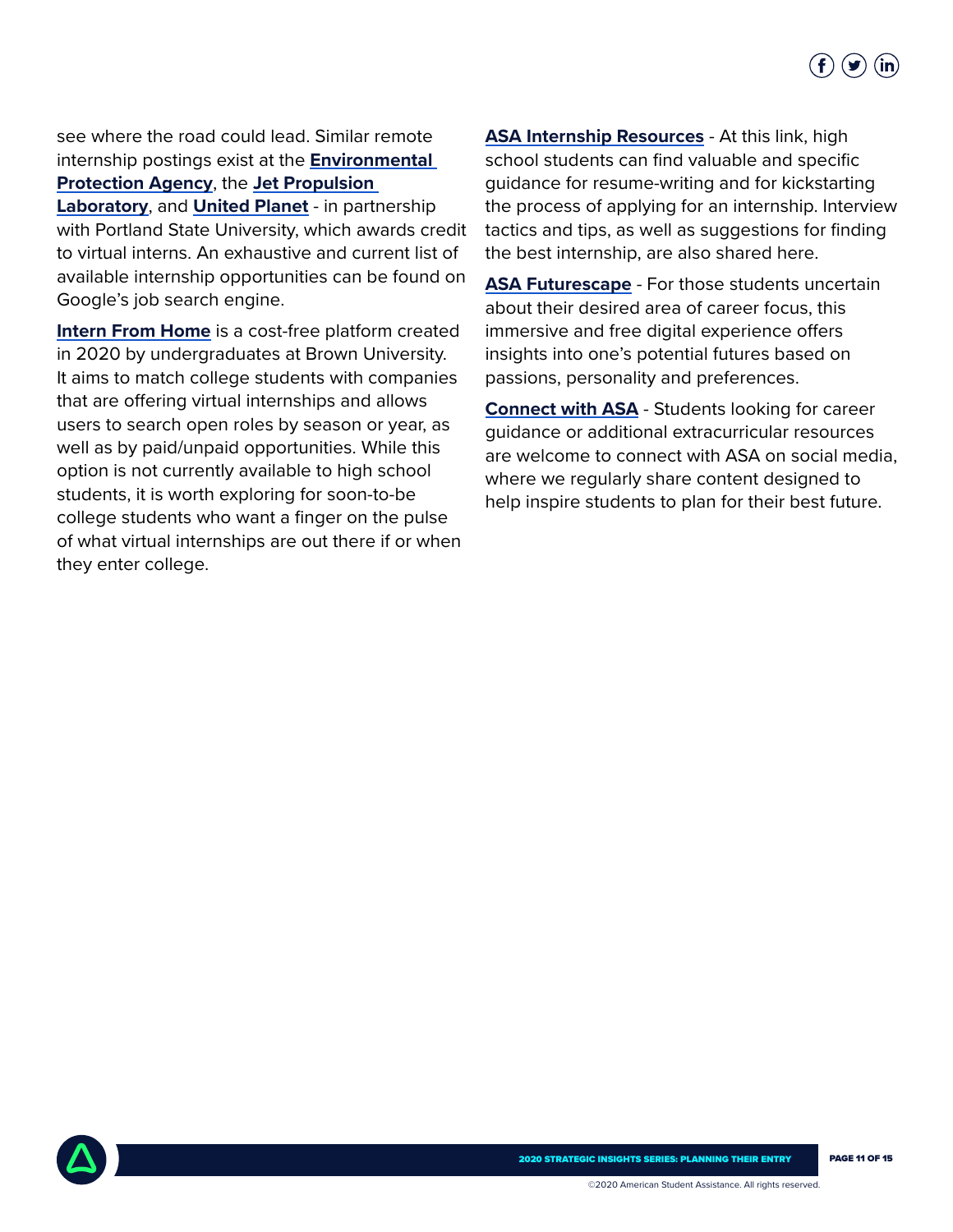see where the road could lead. Similar remote internship postings exist at the **Environmental Protection Agency**, the **Jet Propulsion Laboratory**, and **United Planet** - in partnership with Portland State University, which awards credit to virtual interns. An exhaustive and current list of available internship opportunities can be found on Google's job search engine.

**Intern From Home** is a cost-free platform created in 2020 by undergraduates at Brown University. It aims to match college students with companies that are offering virtual internships and allows users to search open roles by season or year, as well as by paid/unpaid opportunities. While this option is not currently available to high school students, it is worth exploring for soon-to-be college students who want a finger on the pulse of what virtual internships are out there if or when they enter college.

**ASA Internship Resources** - At this link, high school students can find valuable and specific guidance for resume-writing and for kickstarting the process of applying for an internship. Interview tactics and tips, as well as suggestions for finding the best internship, are also shared here.

**ASA Futurescape** - For those students uncertain about their desired area of career focus, this immersive and free digital experience offers insights into one's potential futures based on passions, personality and preferences.

**Connect with ASA** - Students looking for career guidance or additional extracurricular resources are welcome to connect with ASA on social media, where we regularly share content designed to help inspire students to plan for their best future.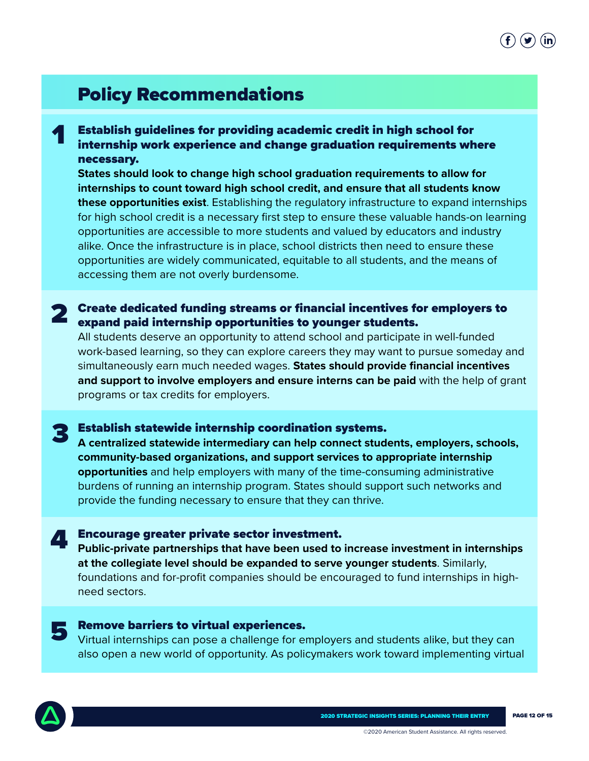## Policy Recommendations

### 1 Establish guidelines for providing academic credit in high school for internship work experience and change graduation requirements where necessary.

**States should look to change high school graduation requirements to allow for internships to count toward high school credit, and ensure that all students know these opportunities exist**. Establishing the regulatory infrastructure to expand internships for high school credit is a necessary first step to ensure these valuable hands-on learning opportunities are accessible to more students and valued by educators and industry alike. Once the infrastructure is in place, school districts then need to ensure these opportunities are widely communicated, equitable to all students, and the means of accessing them are not overly burdensome.

### 2 Create dedicated funding streams or financial incentives for employers to expand paid internship opportunities to younger students.

All students deserve an opportunity to attend school and participate in well-funded work-based learning, so they can explore careers they may want to pursue someday and simultaneously earn much needed wages. **States should provide financial incentives and support to involve employers and ensure interns can be paid** with the help of grant programs or tax credits for employers.

### 3 Establish statewide internship coordination systems.

**A centralized statewide intermediary can help connect students, employers, schools, community-based organizations, and support services to appropriate internship opportunities** and help employers with many of the time-consuming administrative burdens of running an internship program. States should support such networks and provide the funding necessary to ensure that they can thrive.

### 4 Encourage greater private sector investment.

**Public-private partnerships that have been used to increase investment in internships at the collegiate level should be expanded to serve younger students**. Similarly, foundations and for-profit companies should be encouraged to fund internships in high-need sectors.

### 5 Remove barriers to virtual experiences.

Virtual internships can pose a challenge for employers and students alike, but they can also open a new world of opportunity. As policymakers work toward implementing virtual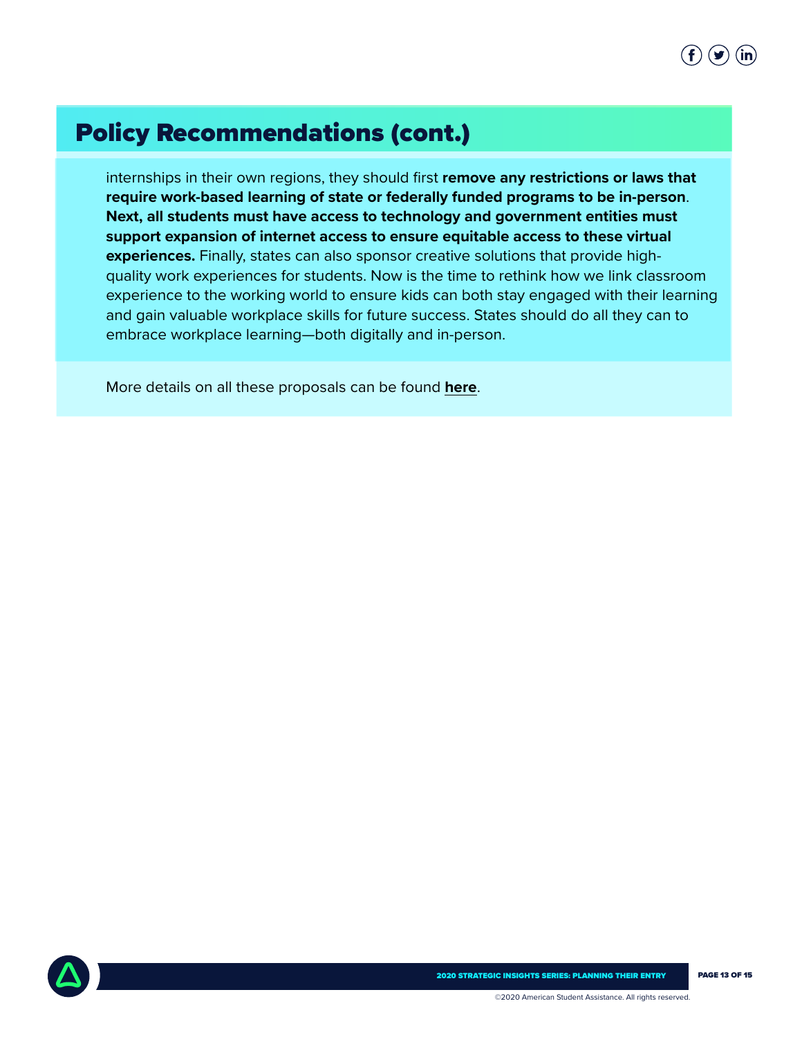## Policy Recommendations (cont.)

internships in their own regions, they should first **remove any restrictions or laws that require work-based learning of state or federally funded programs to be in-person**. **Next, all students must have access to technology and government entities must support expansion of internet access to ensure equitable access to these virtual experiences.** Finally, states can also sponsor creative solutions that provide high-quality work experiences for students. Now is the time to rethink how we link classroom experience to the working world to ensure kids can both stay engaged with their learning and gain valuable workplace skills for future success. States should do all they can to embrace workplace learning—both digitally and in-person.

More details on all these proposals can be found **here**.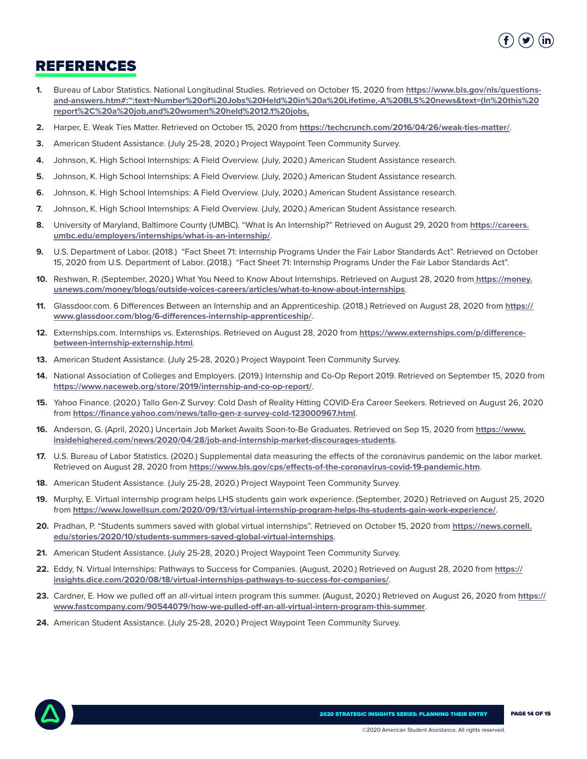# REFERENCES

1. Bureau of Labor Statistics. National Longitudinal Studies. Retrieved on October 15, 2020 from **https://www.bls.gov/nls/questions-and-answers.htm#:~:text=Number%20of%20Jobs%20Held%20in%20a%20Lifetime,-A%20BLS%20news&text=(In%20this%20report%2C%20a%20job,and%20women%20held%2012.1%20jobs.**
2. Harper, E. Weak Ties Matter. Retrieved on October 15, 2020 from **https://techcrunch.com/2016/04/26/weak-ties-matter/**.
3. American Student Assistance. (July 25-28, 2020.) Project Waypoint Teen Community Survey.
4. Johnson, K. High School Internships: A Field Overview. (July, 2020.) American Student Assistance research.
5. Johnson, K. High School Internships: A Field Overview. (July, 2020.) American Student Assistance research.
6. Johnson, K. High School Internships: A Field Overview. (July, 2020.) American Student Assistance research.
7. Johnson, K. High School Internships: A Field Overview. (July, 2020.) American Student Assistance research.
8. University of Maryland, Baltimore County (UMBC). "What Is An Internship?" Retrieved on August 29, 2020 from **https://careers.umbc.edu/employers/internships/what-is-an-internship/**.
9. U.S. Department of Labor. (2018.) "Fact Sheet 71: Internship Programs Under the Fair Labor Standards Act". Retrieved on October 15, 2020 from U.S. Department of Labor. (2018.) "Fact Sheet 71: Internship Programs Under the Fair Labor Standards Act".
10. Reshwan, R. (September, 2020.) What You Need to Know About Internships. Retrieved on August 28, 2020 from **https://money.usnews.com/money/blogs/outside-voices-careers/articles/what-to-know-about-internships**.
11. Glassdoor.com. 6 Differences Between an Internship and an Apprenticeship. (2018.) Retrieved on August 28, 2020 from **https://www.glassdoor.com/blog/6-differences-internship-apprenticeship/**.
12. Externships.com. Internships vs. Externships. Retrieved on August 28, 2020 from **https://www.externships.com/p/difference-between-internship-externship.html**.
13. American Student Assistance. (July 25-28, 2020.) Project Waypoint Teen Community Survey.
14. National Association of Colleges and Employers. (2019.) Internship and Co-Op Report 2019. Retrieved on September 15, 2020 from **https://www.naceweb.org/store/2019/internship-and-co-op-report/**.
15. Yahoo Finance. (2020.) Tallo Gen-Z Survey: Cold Dash of Reality Hitting COVID-Era Career Seekers. Retrieved on August 26, 2020 from **https://finance.yahoo.com/news/tallo-gen-z-survey-cold-123000967.html**.
16. Anderson, G. (April, 2020.) Uncertain Job Market Awaits Soon-to-Be Graduates. Retrieved on Sep 15, 2020 from **https://www.insidehighered.com/news/2020/04/28/job-and-internship-market-discourages-students**.
17. U.S. Bureau of Labor Statistics. (2020.) Supplemental data measuring the effects of the coronavirus pandemic on the labor market. Retrieved on August 28, 2020 from **https://www.bls.gov/cps/effects-of-the-coronavirus-covid-19-pandemic.htm**.
18. American Student Assistance. (July 25-28, 2020.) Project Waypoint Teen Community Survey.
19. Murphy, E. Virtual internship program helps LHS students gain work experience. (September, 2020.) Retrieved on August 25, 2020 from **https://www.lowellsun.com/2020/09/13/virtual-internship-program-helps-lhs-students-gain-work-experience/**.
20. Pradhan, P. "Students summers saved with global virtual internships". Retrieved on October 15, 2020 from **https://news.cornell.edu/stories/2020/10/students-summers-saved-global-virtual-internships**.
21. American Student Assistance. (July 25-28, 2020.) Project Waypoint Teen Community Survey.
22. Eddy, N. Virtual Internships: Pathways to Success for Companies. (August, 2020.) Retrieved on August 28, 2020 from **https://insights.dice.com/2020/08/18/virtual-internships-pathways-to-success-for-companies/**.
23. Cardner, E. How we pulled off an all-virtual intern program this summer. (August, 2020.) Retrieved on August 26, 2020 from **https://www.fastcompany.com/90544079/how-we-pulled-off-an-all-virtual-intern-program-this-summer**.
24. American Student Assistance. (July 25-28, 2020.) Project Waypoint Teen Community Survey.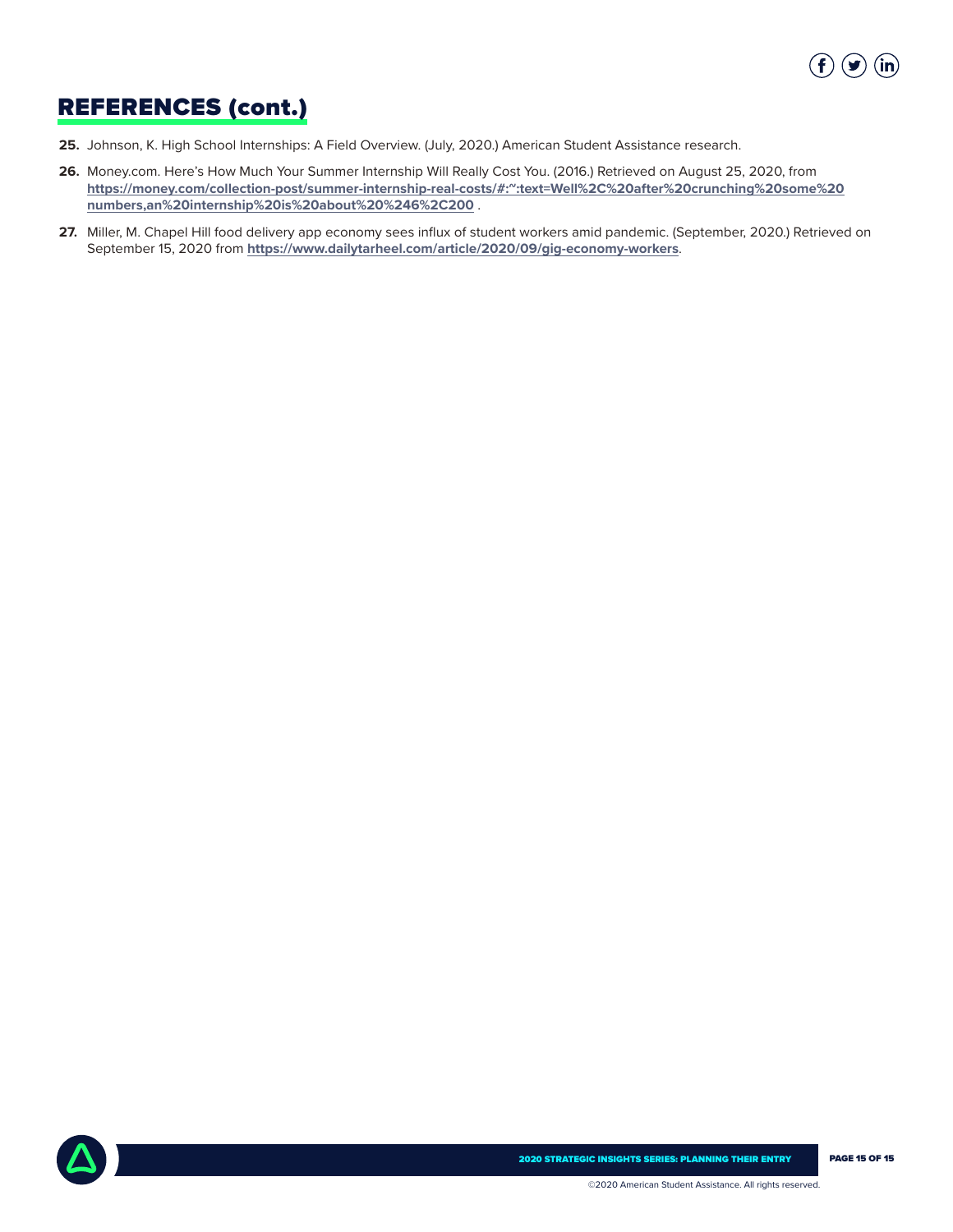## REFERENCES (cont.)

25. Johnson, K. High School Internships: A Field Overview. (July, 2020.) American Student Assistance research.

26. Money.com. Here's How Much Your Summer Internship Will Really Cost You. (2016.) Retrieved on August 25, 2020, from **https://money.com/collection-post/summer-internship-real-costs/#:~:text=Well%2C%20after%20crunching%20some%20numbers,an%20internship%20is%20about%20%246%2C200** .

27. Miller, M. Chapel Hill food delivery app economy sees influx of student workers amid pandemic. (September, 2020.) Retrieved on September 15, 2020 from **https://www.dailytarheel.com/article/2020/09/gig-economy-workers**.